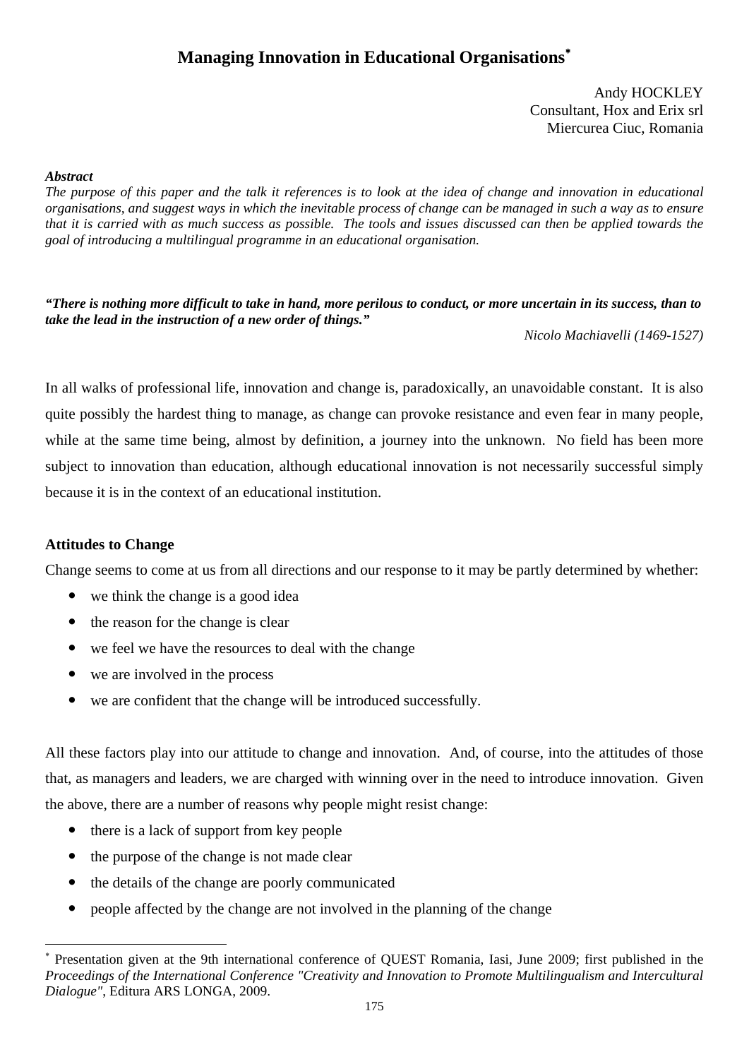# Managing Innovation in Educational Organisations*

Andy HOCKLEY  
Consultant, Hox and Erix srl  
Miercurea Ciuc, Romania

***Abstract***

*The purpose of this paper and the talk it references is to look at the idea of change and innovation in educational organisations, and suggest ways in which the inevitable process of change can be managed in such a way as to ensure that it is carried with as much success as possible. The tools and issues discussed can then be applied towards the goal of introducing a multilingual programme in an educational organisation.*

***"There is nothing more difficult to take in hand, more perilous to conduct, or more uncertain in its success, than to take the lead in the instruction of a new order of things."***

*Nicolo Machiavelli (1469-1527)*

In all walks of professional life, innovation and change is, paradoxically, an unavoidable constant. It is also quite possibly the hardest thing to manage, as change can provoke resistance and even fear in many people, while at the same time being, almost by definition, a journey into the unknown. No field has been more subject to innovation than education, although educational innovation is not necessarily successful simply because it is in the context of an educational institution.

## Attitudes to Change

Change seems to come at us from all directions and our response to it may be partly determined by whether:

- we think the change is a good idea
- the reason for the change is clear
- we feel we have the resources to deal with the change
- we are involved in the process
- we are confident that the change will be introduced successfully.

All these factors play into our attitude to change and innovation. And, of course, into the attitudes of those that, as managers and leaders, we are charged with winning over in the need to introduce innovation. Given the above, there are a number of reasons why people might resist change:

- there is a lack of support from key people
- the purpose of the change is not made clear
- the details of the change are poorly communicated
- people affected by the change are not involved in the planning of the change

* Presentation given at the 9th international conference of QUEST Romania, Iasi, June 2009; first published in the *Proceedings of the International Conference "Creativity and Innovation to Promote Multilingualism and Intercultural Dialogue"*, Editura ARS LONGA, 2009.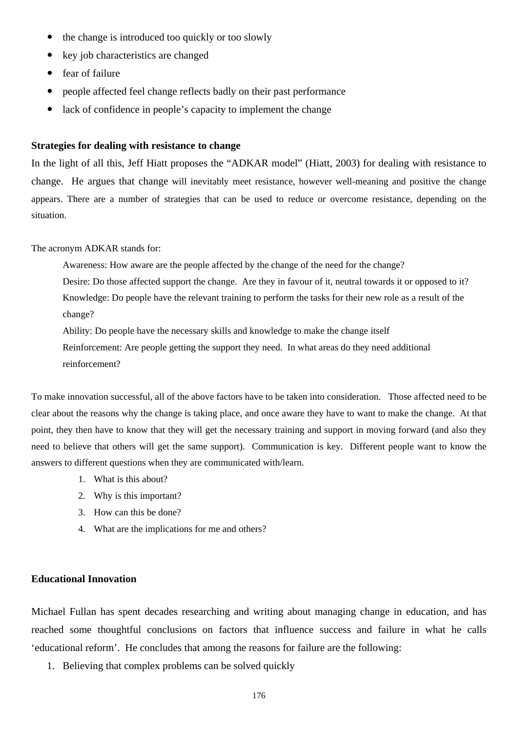- the change is introduced too quickly or too slowly
- key job characteristics are changed
- fear of failure
- people affected feel change reflects badly on their past performance
- lack of confidence in people's capacity to implement the change

**Strategies for dealing with resistance to change**

In the light of all this, Jeff Hiatt proposes the "ADKAR model" (Hiatt, 2003) for dealing with resistance to change. He argues that change will inevitably meet resistance, however well-meaning and positive the change appears. There are a number of strategies that can be used to reduce or overcome resistance, depending on the situation.

The acronym ADKAR stands for:

> Awareness: How aware are the people affected by the change of the need for the change?
>
> Desire: Do those affected support the change. Are they in favour of it, neutral towards it or opposed to it?
>
> Knowledge: Do people have the relevant training to perform the tasks for their new role as a result of the change?
>
> Ability: Do people have the necessary skills and knowledge to make the change itself
>
> Reinforcement: Are people getting the support they need. In what areas do they need additional reinforcement?

To make innovation successful, all of the above factors have to be taken into consideration. Those affected need to be clear about the reasons why the change is taking place, and once aware they have to want to make the change. At that point, they then have to know that they will get the necessary training and support in moving forward (and also they need to believe that others will get the same support). Communication is key. Different people want to know the answers to different questions when they are communicated with/learn.

1. What is this about?
2. Why is this important?
3. How can this be done?
4. What are the implications for me and others?

**Educational Innovation**

Michael Fullan has spent decades researching and writing about managing change in education, and has reached some thoughtful conclusions on factors that influence success and failure in what he calls 'educational reform'. He concludes that among the reasons for failure are the following:

1. Believing that complex problems can be solved quickly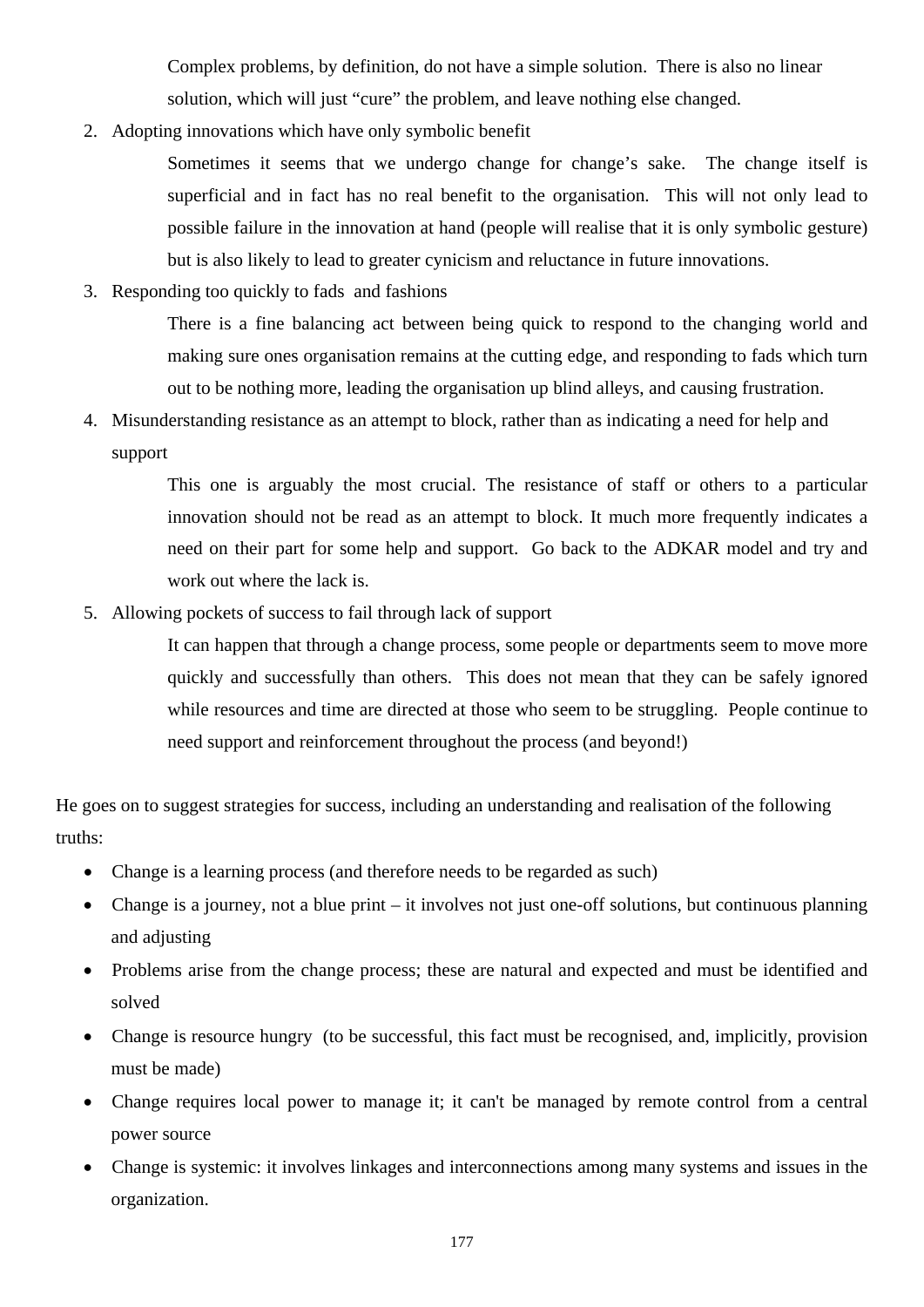Complex problems, by definition, do not have a simple solution. There is also no linear solution, which will just "cure" the problem, and leave nothing else changed.

2. Adopting innovations which have only symbolic benefit

   Sometimes it seems that we undergo change for change's sake. The change itself is superficial and in fact has no real benefit to the organisation. This will not only lead to possible failure in the innovation at hand (people will realise that it is only symbolic gesture) but is also likely to lead to greater cynicism and reluctance in future innovations.

3. Responding too quickly to fads and fashions

   There is a fine balancing act between being quick to respond to the changing world and making sure ones organisation remains at the cutting edge, and responding to fads which turn out to be nothing more, leading the organisation up blind alleys, and causing frustration.

4. Misunderstanding resistance as an attempt to block, rather than as indicating a need for help and support

   This one is arguably the most crucial. The resistance of staff or others to a particular innovation should not be read as an attempt to block. It much more frequently indicates a need on their part for some help and support. Go back to the ADKAR model and try and work out where the lack is.

5. Allowing pockets of success to fail through lack of support

   It can happen that through a change process, some people or departments seem to move more quickly and successfully than others. This does not mean that they can be safely ignored while resources and time are directed at those who seem to be struggling. People continue to need support and reinforcement throughout the process (and beyond!)

He goes on to suggest strategies for success, including an understanding and realisation of the following truths:

- Change is a learning process (and therefore needs to be regarded as such)
- Change is a journey, not a blue print – it involves not just one-off solutions, but continuous planning and adjusting
- Problems arise from the change process; these are natural and expected and must be identified and solved
- Change is resource hungry (to be successful, this fact must be recognised, and, implicitly, provision must be made)
- Change requires local power to manage it; it can't be managed by remote control from a central power source
- Change is systemic: it involves linkages and interconnections among many systems and issues in the organization.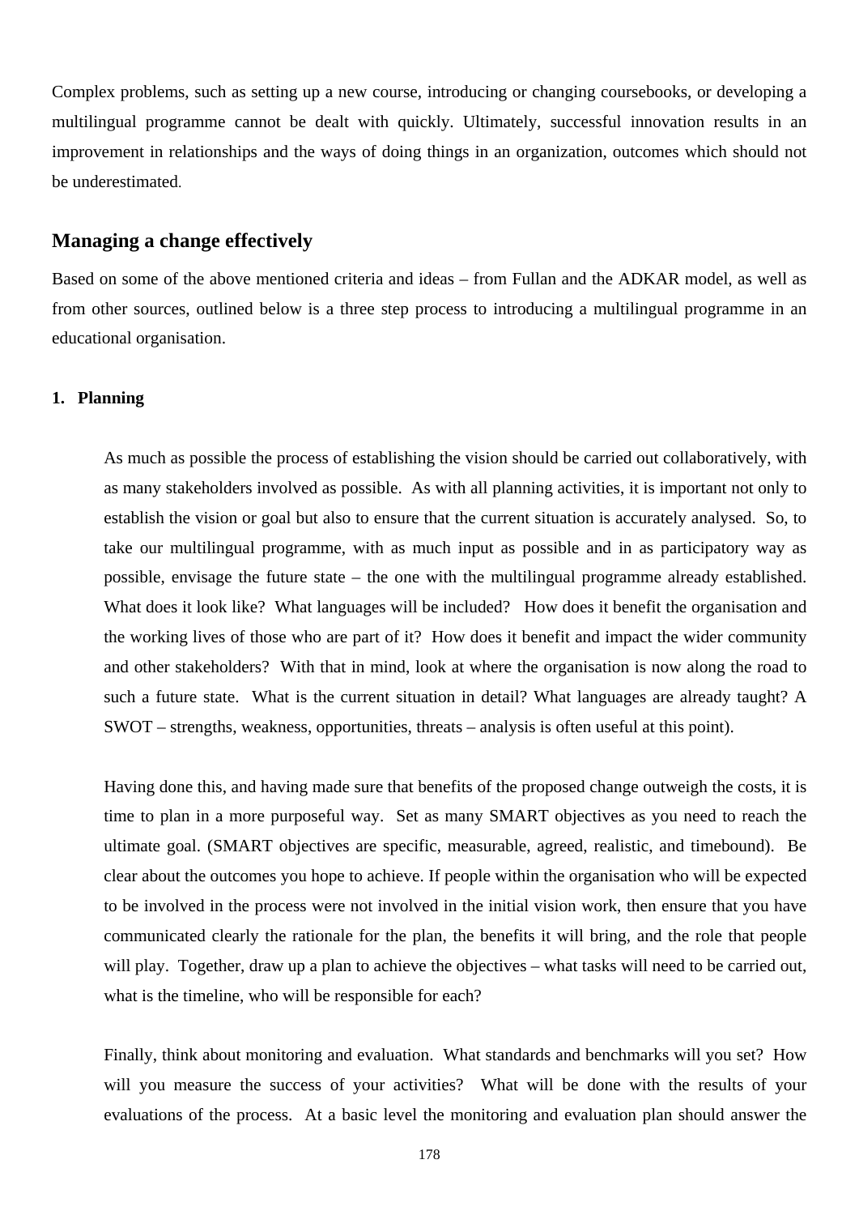Complex problems, such as setting up a new course, introducing or changing coursebooks, or developing a multilingual programme cannot be dealt with quickly. Ultimately, successful innovation results in an improvement in relationships and the ways of doing things in an organization, outcomes which should not be underestimated.

## Managing a change effectively

Based on some of the above mentioned criteria and ideas – from Fullan and the ADKAR model, as well as from other sources, outlined below is a three step process to introducing a multilingual programme in an educational organisation.

1. **Planning**

   As much as possible the process of establishing the vision should be carried out collaboratively, with as many stakeholders involved as possible. As with all planning activities, it is important not only to establish the vision or goal but also to ensure that the current situation is accurately analysed. So, to take our multilingual programme, with as much input as possible and in as participatory way as possible, envisage the future state – the one with the multilingual programme already established. What does it look like? What languages will be included? How does it benefit the organisation and the working lives of those who are part of it? How does it benefit and impact the wider community and other stakeholders? With that in mind, look at where the organisation is now along the road to such a future state. What is the current situation in detail? What languages are already taught? A SWOT – strengths, weakness, opportunities, threats – analysis is often useful at this point).

   Having done this, and having made sure that benefits of the proposed change outweigh the costs, it is time to plan in a more purposeful way. Set as many SMART objectives as you need to reach the ultimate goal. (SMART objectives are specific, measurable, agreed, realistic, and timebound). Be clear about the outcomes you hope to achieve. If people within the organisation who will be expected to be involved in the process were not involved in the initial vision work, then ensure that you have communicated clearly the rationale for the plan, the benefits it will bring, and the role that people will play. Together, draw up a plan to achieve the objectives – what tasks will need to be carried out, what is the timeline, who will be responsible for each?

   Finally, think about monitoring and evaluation. What standards and benchmarks will you set? How will you measure the success of your activities? What will be done with the results of your evaluations of the process. At a basic level the monitoring and evaluation plan should answer the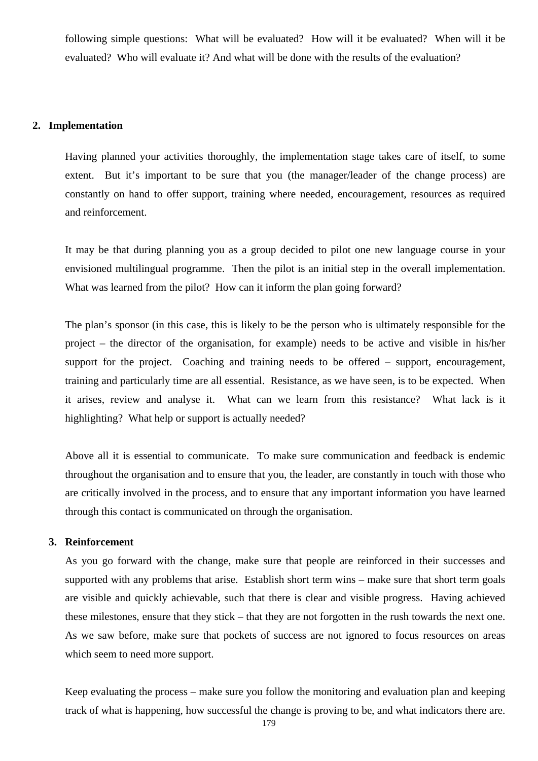following simple questions: What will be evaluated? How will it be evaluated? When will it be evaluated? Who will evaluate it? And what will be done with the results of the evaluation?

**2. Implementation**

Having planned your activities thoroughly, the implementation stage takes care of itself, to some extent. But it's important to be sure that you (the manager/leader of the change process) are constantly on hand to offer support, training where needed, encouragement, resources as required and reinforcement.

It may be that during planning you as a group decided to pilot one new language course in your envisioned multilingual programme. Then the pilot is an initial step in the overall implementation. What was learned from the pilot? How can it inform the plan going forward?

The plan's sponsor (in this case, this is likely to be the person who is ultimately responsible for the project – the director of the organisation, for example) needs to be active and visible in his/her support for the project. Coaching and training needs to be offered – support, encouragement, training and particularly time are all essential. Resistance, as we have seen, is to be expected. When it arises, review and analyse it. What can we learn from this resistance? What lack is it highlighting? What help or support is actually needed?

Above all it is essential to communicate. To make sure communication and feedback is endemic throughout the organisation and to ensure that you, the leader, are constantly in touch with those who are critically involved in the process, and to ensure that any important information you have learned through this contact is communicated on through the organisation.

**3. Reinforcement**

As you go forward with the change, make sure that people are reinforced in their successes and supported with any problems that arise. Establish short term wins – make sure that short term goals are visible and quickly achievable, such that there is clear and visible progress. Having achieved these milestones, ensure that they stick – that they are not forgotten in the rush towards the next one. As we saw before, make sure that pockets of success are not ignored to focus resources on areas which seem to need more support.

Keep evaluating the process – make sure you follow the monitoring and evaluation plan and keeping track of what is happening, how successful the change is proving to be, and what indicators there are.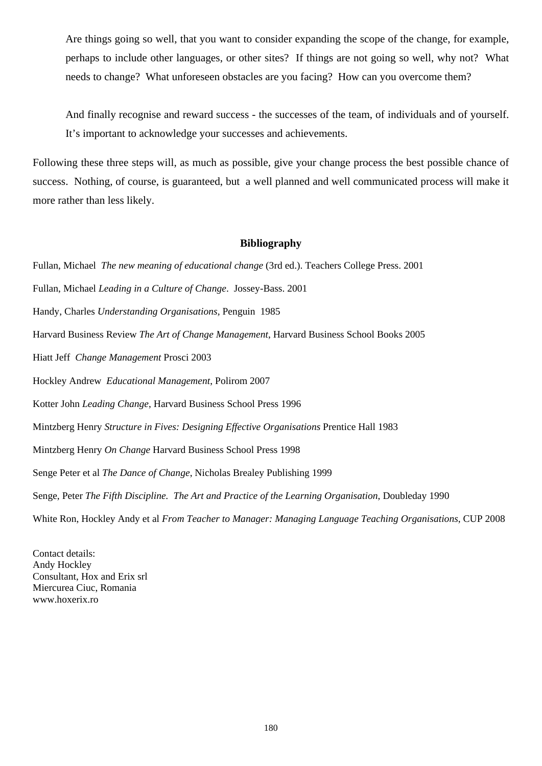Are things going so well, that you want to consider expanding the scope of the change, for example, perhaps to include other languages, or other sites? If things are not going so well, why not? What needs to change? What unforeseen obstacles are you facing? How can you overcome them?

And finally recognise and reward success - the successes of the team, of individuals and of yourself. It's important to acknowledge your successes and achievements.

Following these three steps will, as much as possible, give your change process the best possible chance of success. Nothing, of course, is guaranteed, but a well planned and well communicated process will make it more rather than less likely.

## Bibliography

Fullan, Michael *The new meaning of educational change* (3rd ed.). Teachers College Press. 2001

Fullan, Michael *Leading in a Culture of Change*. Jossey-Bass. 2001

Handy, Charles *Understanding Organisations,* Penguin 1985

Harvard Business Review *The Art of Change Management*, Harvard Business School Books 2005

Hiatt Jeff *Change Management* Prosci 2003

Hockley Andrew *Educational Management*, Polirom 2007

Kotter John *Leading Change*, Harvard Business School Press 1996

Mintzberg Henry *Structure in Fives: Designing Effective Organisations* Prentice Hall 1983

Mintzberg Henry *On Change* Harvard Business School Press 1998

Senge Peter et al *The Dance of Change*, Nicholas Brealey Publishing 1999

Senge, Peter *The Fifth Discipline. The Art and Practice of the Learning Organisation*, Doubleday 1990

White Ron, Hockley Andy et al *From Teacher to Manager: Managing Language Teaching Organisations*, CUP 2008

Contact details:
Andy Hockley
Consultant, Hox and Erix srl
Miercurea Ciuc, Romania
www.hoxerix.ro